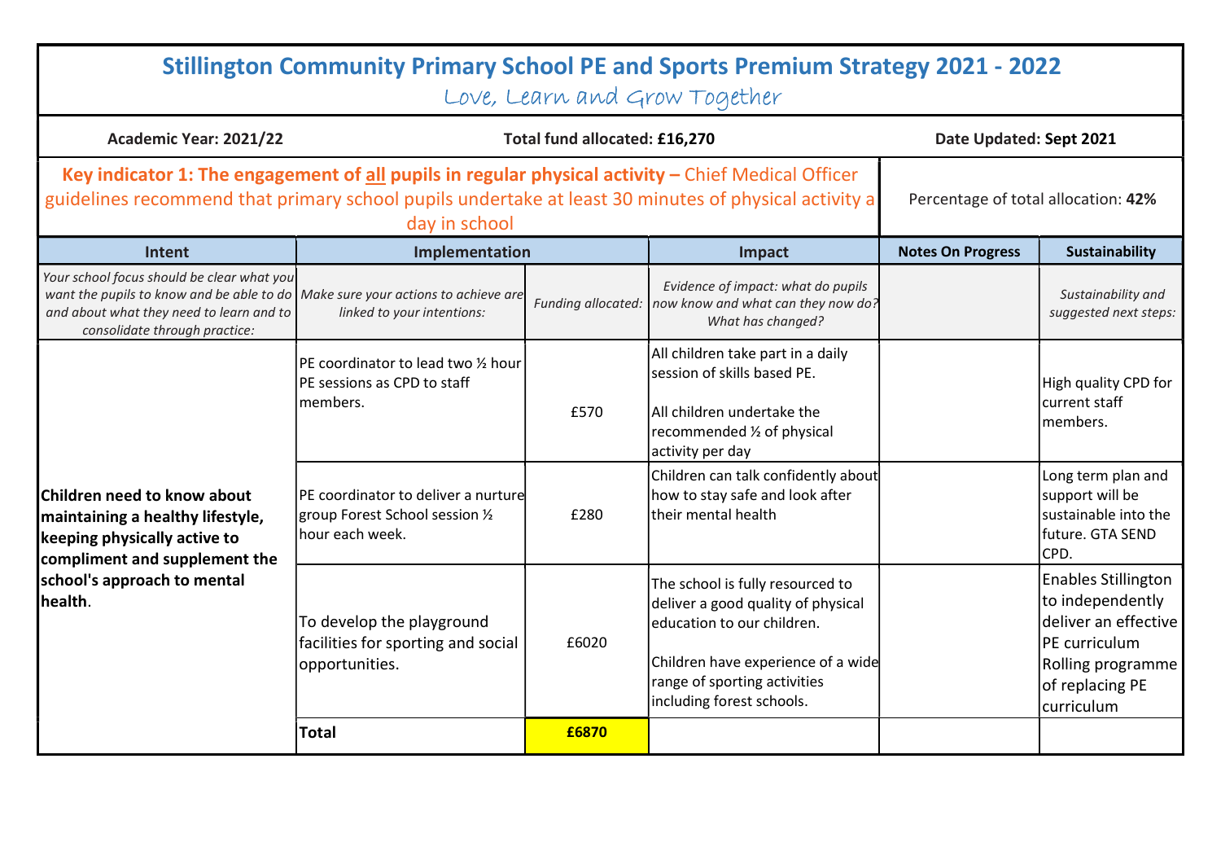# Stillington Community Primary School PE and Sports Premium Strategy 2021 - 2022

Love, Learn and Grow Together

| Academic Year: 2021/22 | Total fund allocated: £16,270 | Date Updated: Sept 2021 |
|---|---|---|

| **Key indicator 1: The engagement of <u>all</u> pupils in regular physical activity –** Chief Medical Officer guidelines recommend that primary school pupils undertake at least 30 minutes of physical activity a day in school | | | | | Percentage of total allocation: **42%** |
|---|---|---|---|---|---|
| **Intent** | **Implementation** | | **Impact** | **Notes On Progress** | **Sustainability** |
| *Your school focus should be clear what you want the pupils to know and be able to do and about what they need to learn and to consolidate through practice:* | *Make sure your actions to achieve are linked to your intentions:* | *Funding allocated:* | *Evidence of impact: what do pupils now know and what can they now do? What has changed?* | | *Sustainability and suggested next steps:* |
| **Children need to know about maintaining a healthy lifestyle, keeping physically active to compliment and supplement the school's approach to mental health**. | PE coordinator to lead two ½ hour PE sessions as CPD to staff members. | £570 | All children take part in a daily session of skills based PE.<br><br>All children undertake the recommended ½ of physical activity per day | | High quality CPD for current staff members. |
| | PE coordinator to deliver a nurture group Forest School session ½ hour each week. | £280 | Children can talk confidently about how to stay safe and look after their mental health | | Long term plan and support will be sustainable into the future. GTA SEND CPD. |
| | To develop the playground facilities for sporting and social opportunities. | £6020 | The school is fully resourced to deliver a good quality of physical education to our children.<br><br>Children have experience of a wide range of sporting activities including forest schools. | | Enables Stillington to independently deliver an effective PE curriculum Rolling programme of replacing PE curriculum |
| | **Total** | **£6870** | | | |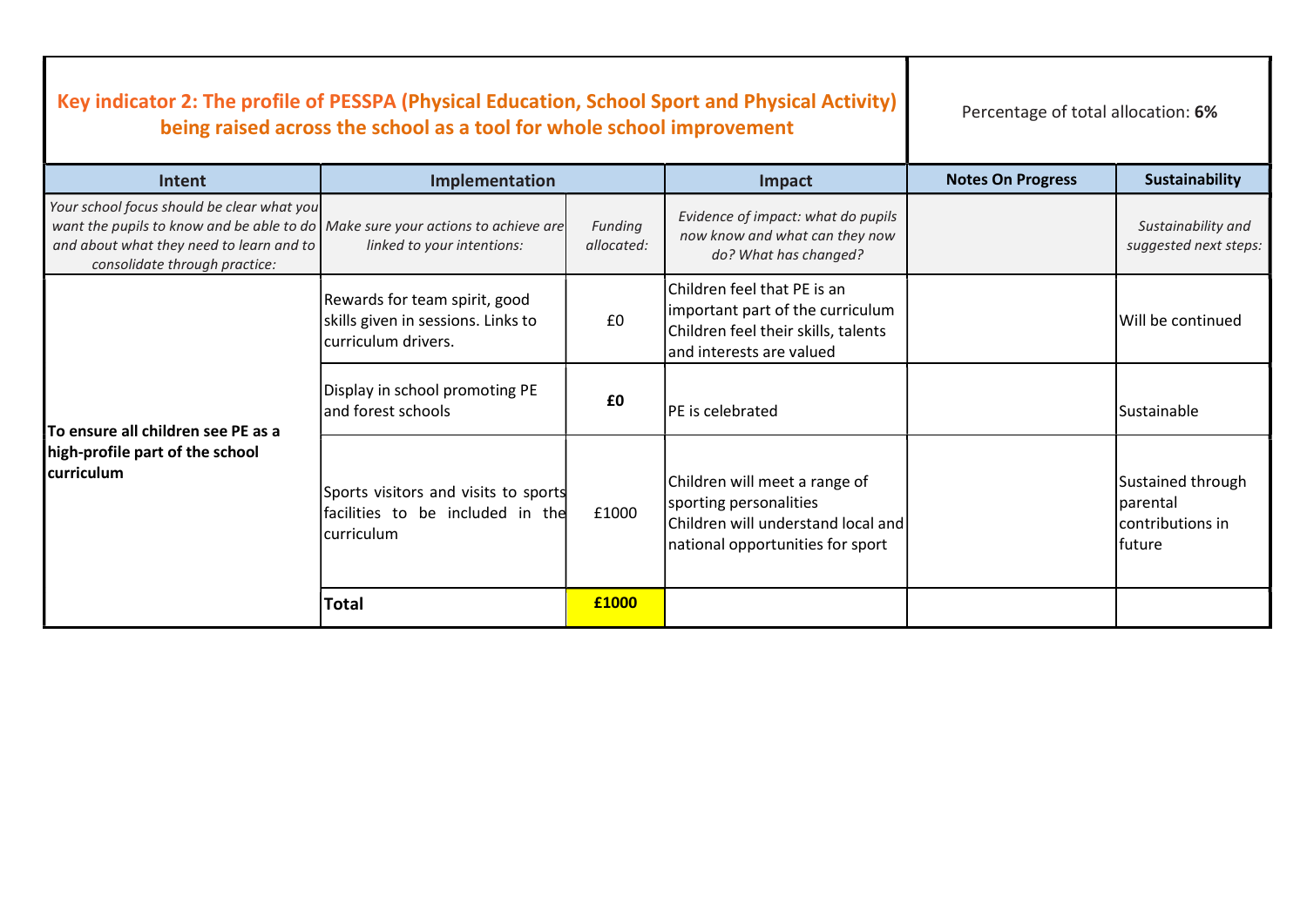| **Key indicator 2: The profile of PESSPA (Physical Education, School Sport and Physical Activity) being raised across the school as a tool for whole school improvement** | | | | Percentage of total allocation: **6%** | |
|---|---|---|---|---|---|
| **Intent** | **Implementation** | | **Impact** | **Notes On Progress** | **Sustainability** |
| *Your school focus should be clear what you want the pupils to know and be able to do and about what they need to learn and to consolidate through practice:* | *Make sure your actions to achieve are linked to your intentions:* | *Funding allocated:* | *Evidence of impact: what do pupils now know and what can they now do? What has changed?* | | *Sustainability and suggested next steps:* |
| **To ensure all children see PE as a high-profile part of the school curriculum** | Rewards for team spirit, good skills given in sessions. Links to curriculum drivers. | £0 | Children feel that PE is an important part of the curriculum<br>Children feel their skills, talents and interests are valued | | Will be continued |
| | Display in school promoting PE and forest schools | **£0** | PE is celebrated | | Sustainable |
| | Sports visitors and visits to sports facilities to be included in the curriculum | £1000 | Children will meet a range of sporting personalities<br>Children will understand local and national opportunities for sport | | Sustained through parental contributions in future |
| | **Total** | **£1000** | | | |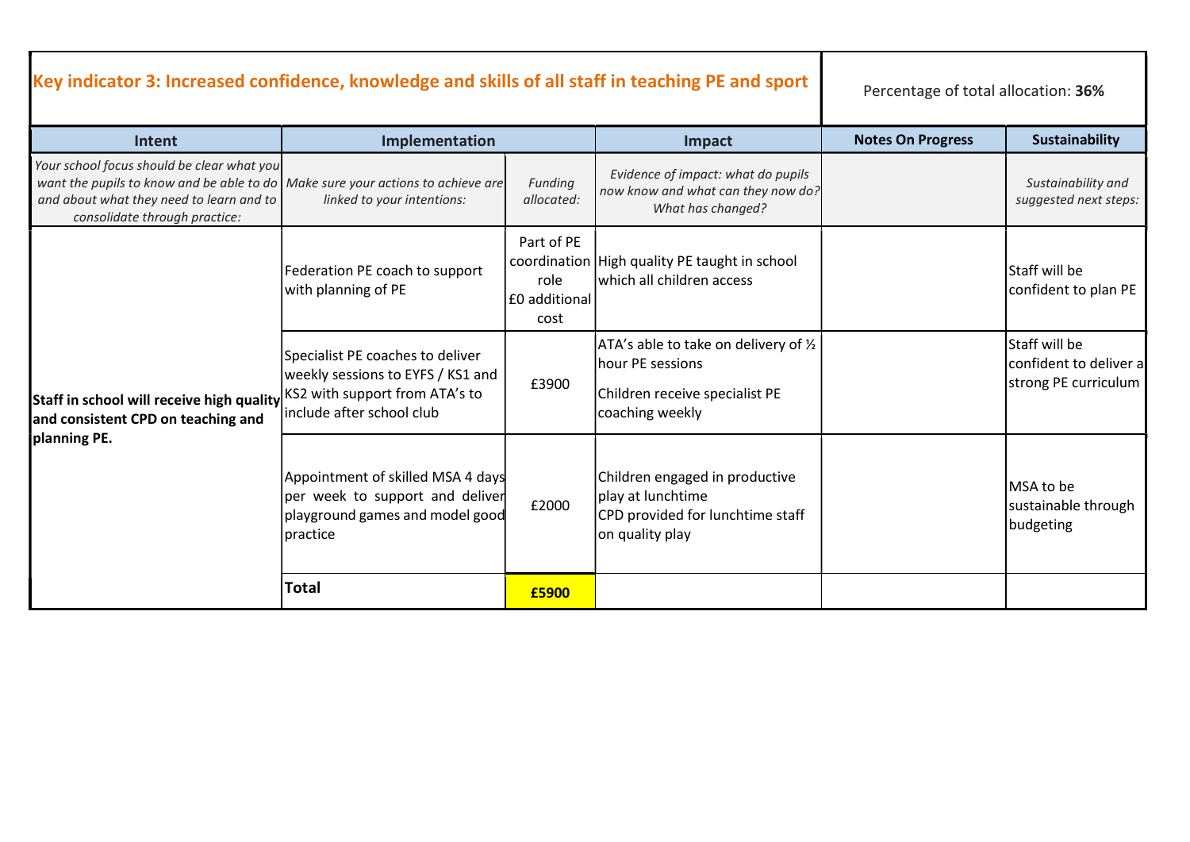| **Key indicator 3: Increased confidence, knowledge and skills of all staff in teaching PE and sport** | | | | | Percentage of total allocation: **36%** |
|---|---|---|---|---|---|
| **Intent** | **Implementation** | | **Impact** | **Notes On Progress** | **Sustainability** |
| *Your school focus should be clear what you want the pupils to know and be able to do and about what they need to learn and to consolidate through practice:* | *Make sure your actions to achieve are linked to your intentions:* | *Funding allocated:* | *Evidence of impact: what do pupils now know and what can they now do? What has changed?* | | *Sustainability and suggested next steps:* |
| **Staff in school will receive high quality and consistent CPD on teaching and planning PE.** | Federation PE coach to support with planning of PE | Part of PE coordination role £0 additional cost | High quality PE taught in school which all children access | | Staff will be confident to plan PE |
| | Specialist PE coaches to deliver weekly sessions to EYFS / KS1 and KS2 with support from ATA's to include after school club | £3900 | ATA's able to take on delivery of ½ hour PE sessions<br><br>Children receive specialist PE coaching weekly | | Staff will be confident to deliver a strong PE curriculum |
| | Appointment of skilled MSA 4 days per week to support and deliver playground games and model good practice | £2000 | Children engaged in productive play at lunchtime<br>CPD provided for lunchtime staff on quality play | | MSA to be sustainable through budgeting |
| | **Total** | **£5900** | | | |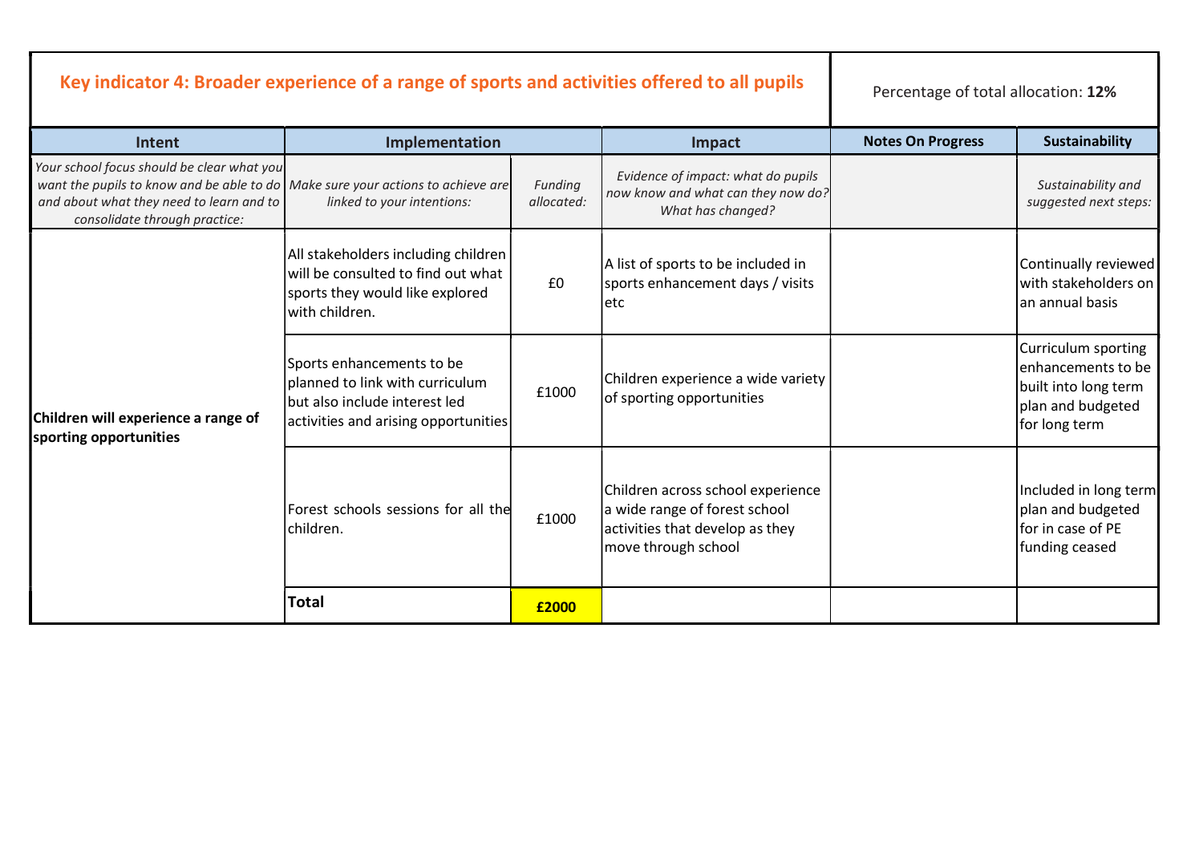| Key indicator 4: Broader experience of a range of sports and activities offered to all pupils | | | | | Percentage of total allocation: **12%** |
|---|---|---|---|---|---|
| **Intent** | **Implementation** | | **Impact** | **Notes On Progress** | **Sustainability** |
| *Your school focus should be clear what you want the pupils to know and be able to do and about what they need to learn and to consolidate through practice:* | *Make sure your actions to achieve are linked to your intentions:* | *Funding allocated:* | *Evidence of impact: what do pupils now know and what can they now do? What has changed?* | | *Sustainability and suggested next steps:* |
| **Children will experience a range of sporting opportunities** | All stakeholders including children will be consulted to find out what sports they would like explored with children. | £0 | A list of sports to be included in sports enhancement days / visits etc | | Continually reviewed with stakeholders on an annual basis |
| | Sports enhancements to be planned to link with curriculum but also include interest led activities and arising opportunities | £1000 | Children experience a wide variety of sporting opportunities | | Curriculum sporting enhancements to be built into long term plan and budgeted for long term |
| | Forest schools sessions for all the children. | £1000 | Children across school experience a wide range of forest school activities that develop as they move through school | | Included in long term plan and budgeted for in case of PE funding ceased |
| | **Total** | **£2000** | | | |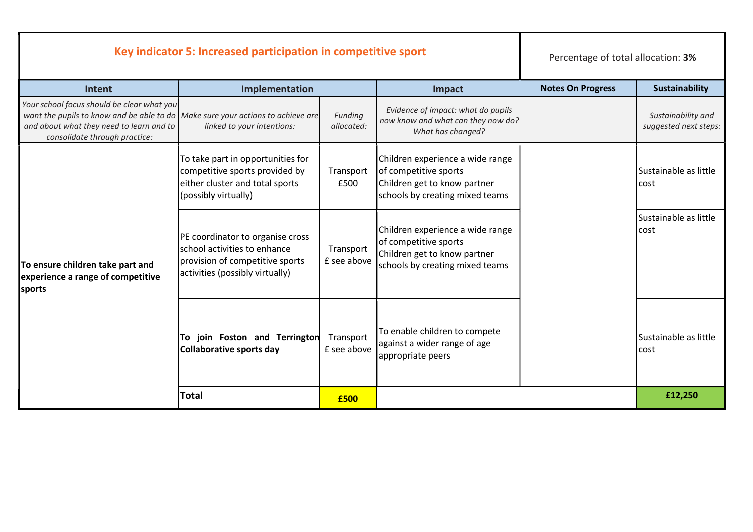| Key indicator 5: Increased participation in competitive sport | | | | | Percentage of total allocation: **3%** |
|---|---|---|---|---|---|
| **Intent** | **Implementation** | | **Impact** | **Notes On Progress** | **Sustainability** |
| *Your school focus should be clear what you want the pupils to know and be able to do and about what they need to learn and to consolidate through practice:* | *Make sure your actions to achieve are linked to your intentions:* | *Funding allocated:* | *Evidence of impact: what do pupils now know and what can they now do? What has changed?* | | *Sustainability and suggested next steps:* |
| **To ensure children take part and experience a range of competitive sports** | To take part in opportunities for competitive sports provided by either cluster and total sports (possibly virtually) | Transport £500 | Children experience a wide range of competitive sports<br>Children get to know partner schools by creating mixed teams | | Sustainable as little cost |
| | PE coordinator to organise cross school activities to enhance provision of competitive sports activities (possibly virtually) | Transport £ see above | Children experience a wide range of competitive sports<br>Children get to know partner schools by creating mixed teams | | Sustainable as little cost |
| | **To join Foston and Terrington Collaborative sports day** | Transport £ see above | To enable children to compete against a wider range of age appropriate peers | | Sustainable as little cost |
| | **Total** | **£500** | | | **£12,250** |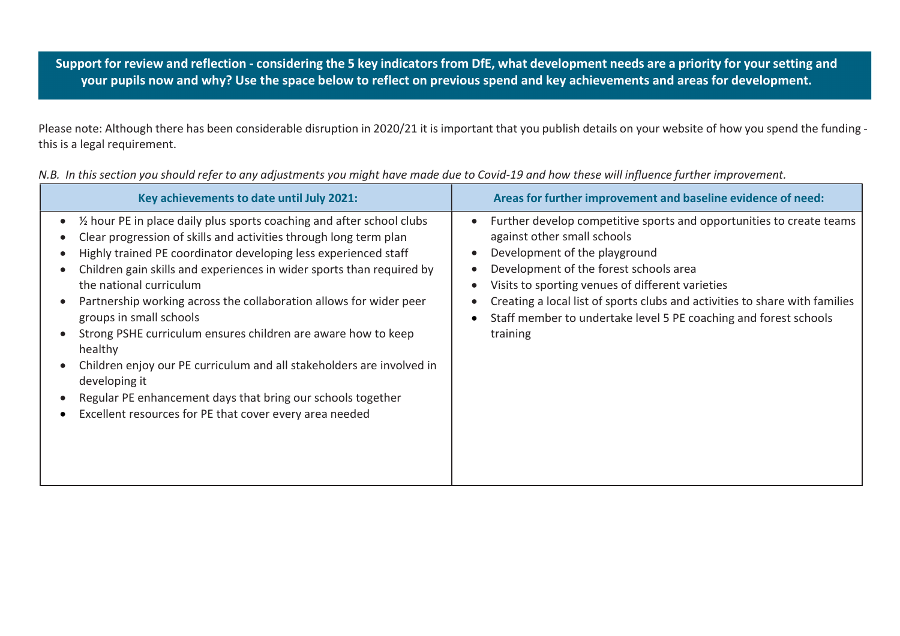**Support for review and reflection - considering the 5 key indicators from DfE, what development needs are a priority for your setting and your pupils now and why? Use the space below to reflect on previous spend and key achievements and areas for development.**

Please note: Although there has been considerable disruption in 2020/21 it is important that you publish details on your website of how you spend the funding - this is a legal requirement.

*N.B. In this section you should refer to any adjustments you might have made due to Covid-19 and how these will influence further improvement.*

| Key achievements to date until July 2021: | Areas for further improvement and baseline evidence of need: |
|---|---|
| • ½ hour PE in place daily plus sports coaching and after school clubs<br>• Clear progression of skills and activities through long term plan<br>• Highly trained PE coordinator developing less experienced staff<br>• Children gain skills and experiences in wider sports than required by the national curriculum<br>• Partnership working across the collaboration allows for wider peer groups in small schools<br>• Strong PSHE curriculum ensures children are aware how to keep healthy<br>• Children enjoy our PE curriculum and all stakeholders are involved in developing it<br>• Regular PE enhancement days that bring our schools together<br>• Excellent resources for PE that cover every area needed | • Further develop competitive sports and opportunities to create teams against other small schools<br>• Development of the playground<br>• Development of the forest schools area<br>• Visits to sporting venues of different varieties<br>• Creating a local list of sports clubs and activities to share with families<br>• Staff member to undertake level 5 PE coaching and forest schools training |